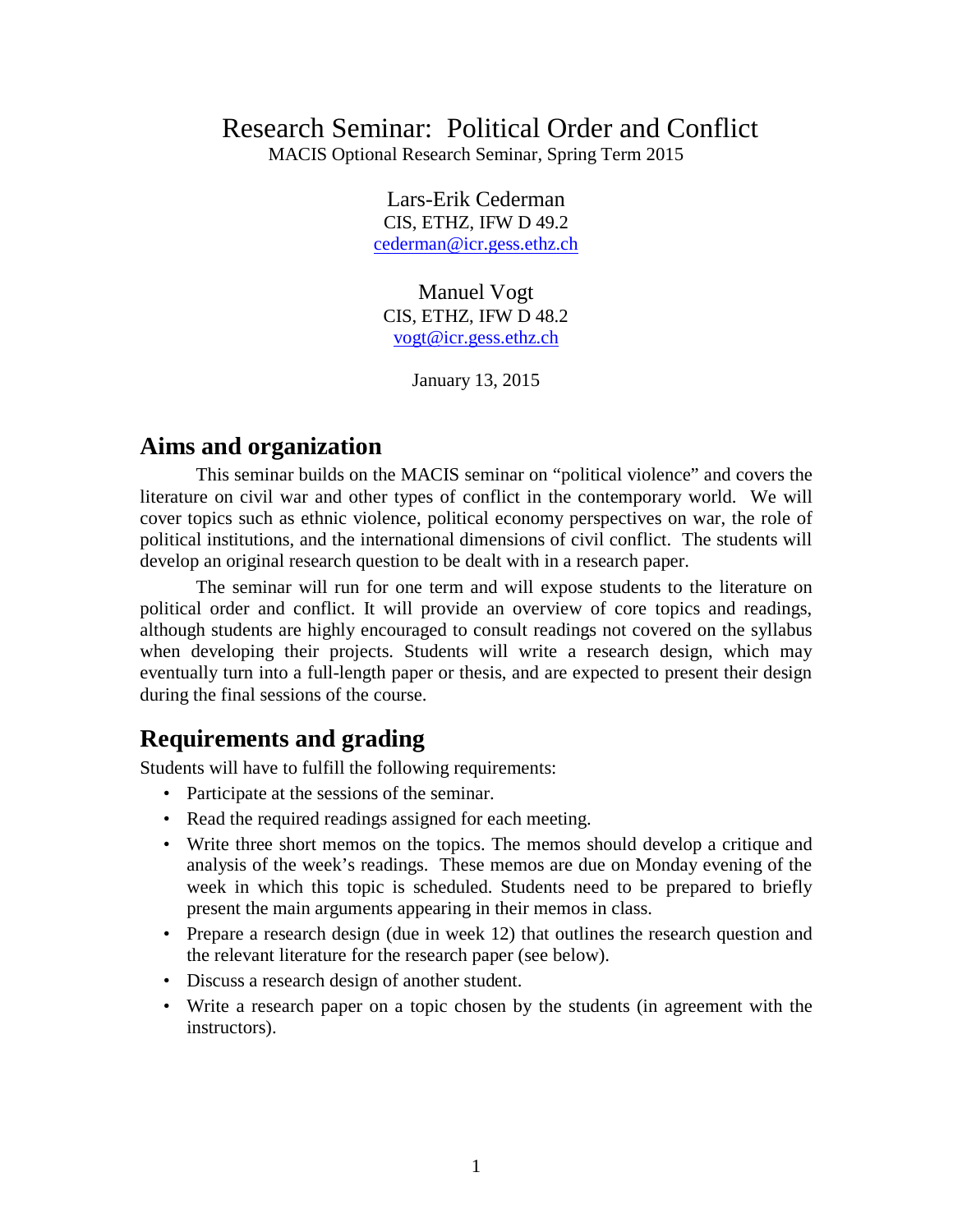# Research Seminar: Political Order and Conflict

MACIS Optional Research Seminar, Spring Term 2015

Lars-Erik Cederman
CIS, ETHZ, IFW D 49.2
cederman@icr.gess.ethz.ch

Manuel Vogt
CIS, ETHZ, IFW D 48.2
vogt@icr.gess.ethz.ch

January 13, 2015

## Aims and organization

This seminar builds on the MACIS seminar on "political violence" and covers the literature on civil war and other types of conflict in the contemporary world. We will cover topics such as ethnic violence, political economy perspectives on war, the role of political institutions, and the international dimensions of civil conflict. The students will develop an original research question to be dealt with in a research paper.

The seminar will run for one term and will expose students to the literature on political order and conflict. It will provide an overview of core topics and readings, although students are highly encouraged to consult readings not covered on the syllabus when developing their projects. Students will write a research design, which may eventually turn into a full-length paper or thesis, and are expected to present their design during the final sessions of the course.

## Requirements and grading

Students will have to fulfill the following requirements:

- Participate at the sessions of the seminar.
- Read the required readings assigned for each meeting.
- Write three short memos on the topics. The memos should develop a critique and analysis of the week's readings. These memos are due on Monday evening of the week in which this topic is scheduled. Students need to be prepared to briefly present the main arguments appearing in their memos in class.
- Prepare a research design (due in week 12) that outlines the research question and the relevant literature for the research paper (see below).
- Discuss a research design of another student.
- Write a research paper on a topic chosen by the students (in agreement with the instructors).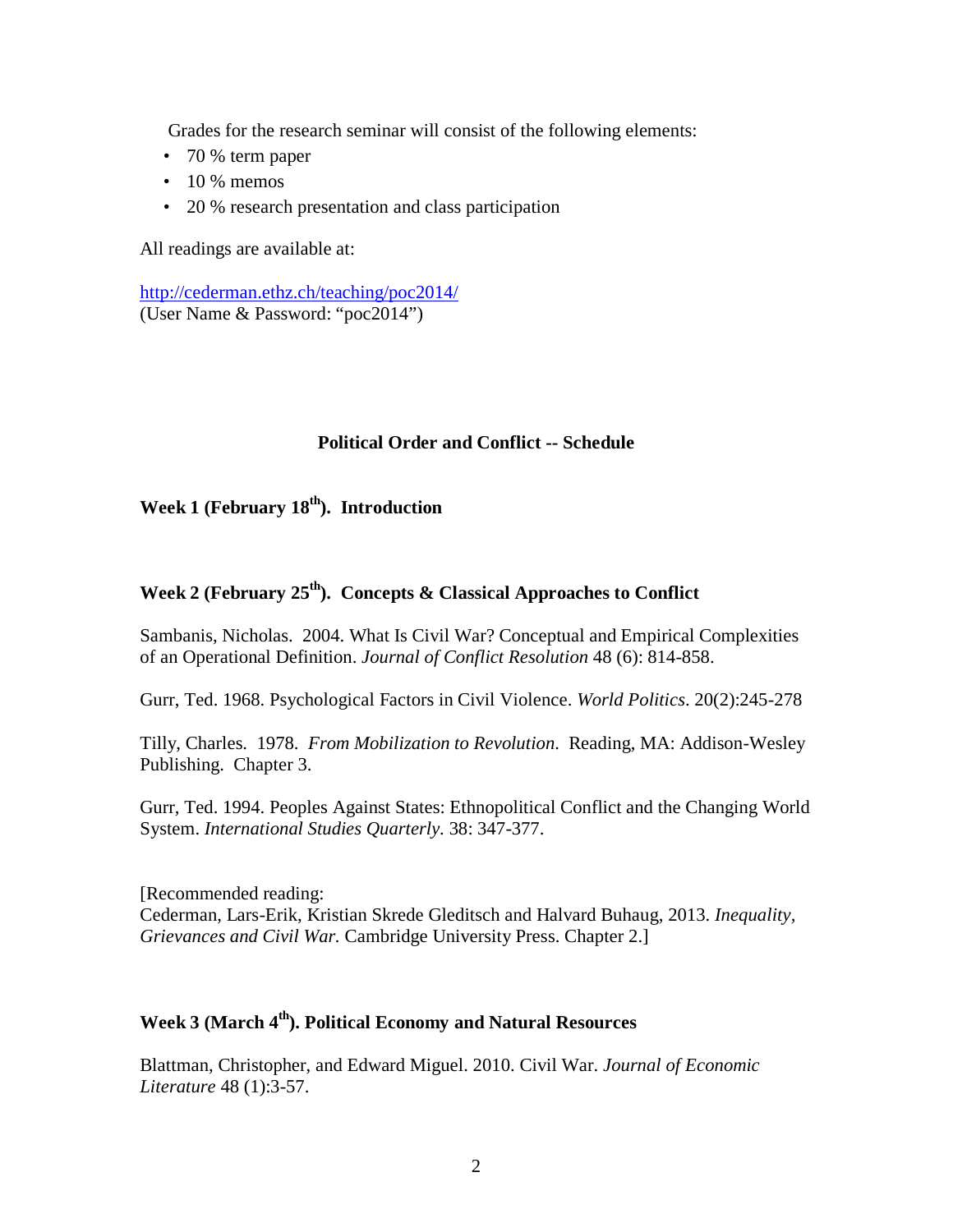Grades for the research seminar will consist of the following elements:

- 70 % term paper
- 10 % memos
- 20 % research presentation and class participation

All readings are available at:

http://cederman.ethz.ch/teaching/poc2014/
(User Name & Password: "poc2014")

## Political Order and Conflict -- Schedule

### Week 1 (February 18th). Introduction

### Week 2 (February 25th). Concepts & Classical Approaches to Conflict

Sambanis, Nicholas. 2004. What Is Civil War? Conceptual and Empirical Complexities of an Operational Definition. *Journal of Conflict Resolution* 48 (6): 814-858.

Gurr, Ted. 1968. Psychological Factors in Civil Violence. *World Politics*. 20(2):245-278

Tilly, Charles. 1978. *From Mobilization to Revolution*. Reading, MA: Addison-Wesley Publishing. Chapter 3.

Gurr, Ted. 1994. Peoples Against States: Ethnopolitical Conflict and the Changing World System. *International Studies Quarterly*. 38: 347-377.

[Recommended reading:
Cederman, Lars-Erik, Kristian Skrede Gleditsch and Halvard Buhaug, 2013. *Inequality, Grievances and Civil War.* Cambridge University Press. Chapter 2.]

### Week 3 (March 4th). Political Economy and Natural Resources

Blattman, Christopher, and Edward Miguel. 2010. Civil War. *Journal of Economic Literature* 48 (1):3-57.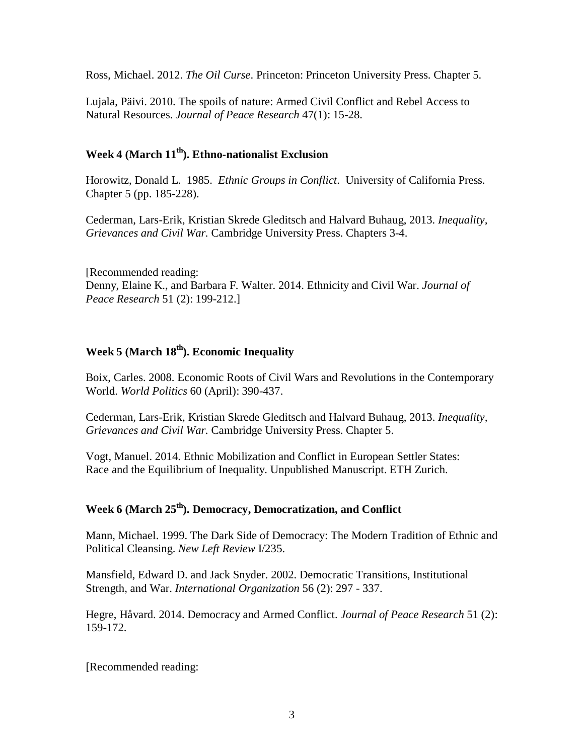Ross, Michael. 2012. *The Oil Curse*. Princeton: Princeton University Press. Chapter 5.

Lujala, Päivi. 2010. The spoils of nature: Armed Civil Conflict and Rebel Access to Natural Resources. *Journal of Peace Research* 47(1): 15-28.

### Week 4 (March 11th). Ethno-nationalist Exclusion

Horowitz, Donald L. 1985. *Ethnic Groups in Conflict*. University of California Press. Chapter 5 (pp. 185-228).

Cederman, Lars-Erik, Kristian Skrede Gleditsch and Halvard Buhaug, 2013. *Inequality, Grievances and Civil War.* Cambridge University Press. Chapters 3-4.

[Recommended reading:
Denny, Elaine K., and Barbara F. Walter. 2014. Ethnicity and Civil War. *Journal of Peace Research* 51 (2): 199-212.]

### Week 5 (March 18th). Economic Inequality

Boix, Carles. 2008. Economic Roots of Civil Wars and Revolutions in the Contemporary World. *World Politics* 60 (April): 390-437.

Cederman, Lars-Erik, Kristian Skrede Gleditsch and Halvard Buhaug, 2013. *Inequality, Grievances and Civil War.* Cambridge University Press. Chapter 5.

Vogt, Manuel. 2014. Ethnic Mobilization and Conflict in European Settler States: Race and the Equilibrium of Inequality. Unpublished Manuscript. ETH Zurich.

### Week 6 (March 25th). Democracy, Democratization, and Conflict

Mann, Michael. 1999. The Dark Side of Democracy: The Modern Tradition of Ethnic and Political Cleansing. *New Left Review* I/235.

Mansfield, Edward D. and Jack Snyder. 2002. Democratic Transitions, Institutional Strength, and War. *International Organization* 56 (2): 297 - 337.

Hegre, Håvard. 2014. Democracy and Armed Conflict. *Journal of Peace Research* 51 (2): 159-172.

[Recommended reading: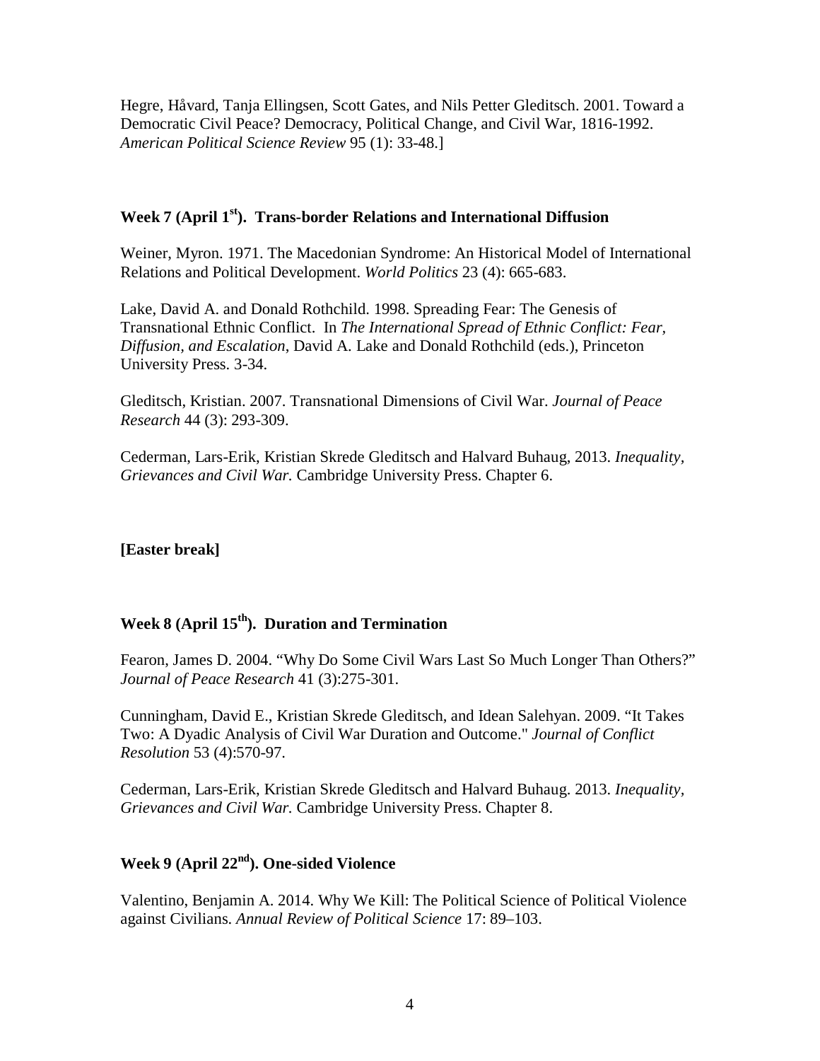Hegre, Håvard, Tanja Ellingsen, Scott Gates, and Nils Petter Gleditsch. 2001. Toward a Democratic Civil Peace? Democracy, Political Change, and Civil War, 1816-1992. *American Political Science Review* 95 (1): 33-48.]

### Week 7 (April 1st). Trans-border Relations and International Diffusion

Weiner, Myron. 1971. The Macedonian Syndrome: An Historical Model of International Relations and Political Development. *World Politics* 23 (4): 665-683.

Lake, David A. and Donald Rothchild. 1998. Spreading Fear: The Genesis of Transnational Ethnic Conflict. In *The International Spread of Ethnic Conflict: Fear, Diffusion, and Escalation*, David A. Lake and Donald Rothchild (eds.), Princeton University Press. 3-34.

Gleditsch, Kristian. 2007. Transnational Dimensions of Civil War. *Journal of Peace Research* 44 (3): 293-309.

Cederman, Lars-Erik, Kristian Skrede Gleditsch and Halvard Buhaug, 2013. *Inequality, Grievances and Civil War.* Cambridge University Press. Chapter 6.

**[Easter break]**

### Week 8 (April 15th). Duration and Termination

Fearon, James D. 2004. "Why Do Some Civil Wars Last So Much Longer Than Others?" *Journal of Peace Research* 41 (3):275-301.

Cunningham, David E., Kristian Skrede Gleditsch, and Idean Salehyan. 2009. "It Takes Two: A Dyadic Analysis of Civil War Duration and Outcome." *Journal of Conflict Resolution* 53 (4):570-97.

Cederman, Lars-Erik, Kristian Skrede Gleditsch and Halvard Buhaug. 2013. *Inequality, Grievances and Civil War.* Cambridge University Press. Chapter 8.

### Week 9 (April 22nd). One-sided Violence

Valentino, Benjamin A. 2014. Why We Kill: The Political Science of Political Violence against Civilians. *Annual Review of Political Science* 17: 89–103.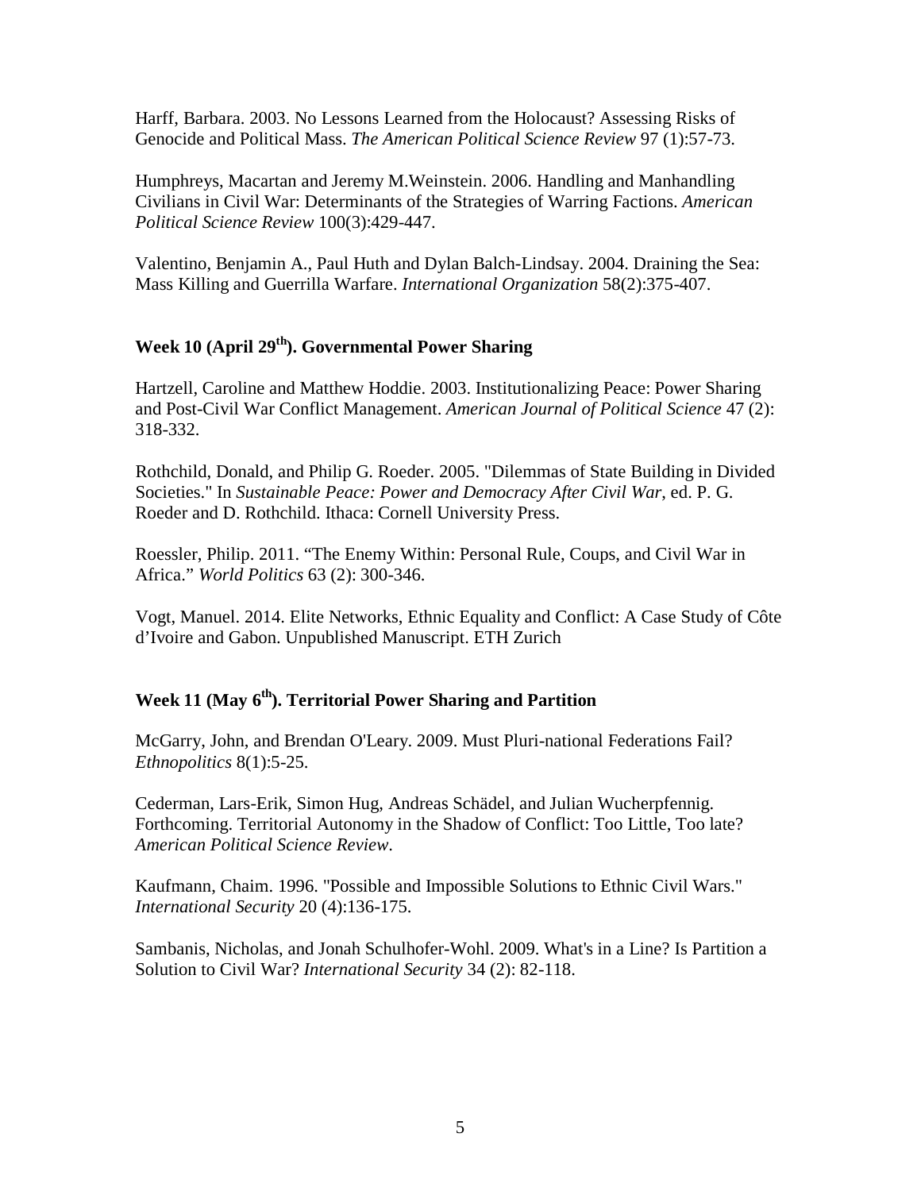Harff, Barbara. 2003. No Lessons Learned from the Holocaust? Assessing Risks of Genocide and Political Mass. *The American Political Science Review* 97 (1):57-73.

Humphreys, Macartan and Jeremy M.Weinstein. 2006. Handling and Manhandling Civilians in Civil War: Determinants of the Strategies of Warring Factions. *American Political Science Review* 100(3):429-447.

Valentino, Benjamin A., Paul Huth and Dylan Balch-Lindsay. 2004. Draining the Sea: Mass Killing and Guerrilla Warfare. *International Organization* 58(2):375-407.

## Week 10 (April 29th). Governmental Power Sharing

Hartzell, Caroline and Matthew Hoddie. 2003. Institutionalizing Peace: Power Sharing and Post-Civil War Conflict Management. *American Journal of Political Science* 47 (2): 318-332.

Rothchild, Donald, and Philip G. Roeder. 2005. "Dilemmas of State Building in Divided Societies." In *Sustainable Peace: Power and Democracy After Civil War*, ed. P. G. Roeder and D. Rothchild. Ithaca: Cornell University Press.

Roessler, Philip. 2011. "The Enemy Within: Personal Rule, Coups, and Civil War in Africa." *World Politics* 63 (2): 300-346.

Vogt, Manuel. 2014. Elite Networks, Ethnic Equality and Conflict: A Case Study of Côte d'Ivoire and Gabon. Unpublished Manuscript. ETH Zurich

## Week 11 (May 6th). Territorial Power Sharing and Partition

McGarry, John, and Brendan O'Leary. 2009. Must Pluri-national Federations Fail? *Ethnopolitics* 8(1):5-25.

Cederman, Lars-Erik, Simon Hug, Andreas Schädel, and Julian Wucherpfennig. Forthcoming. Territorial Autonomy in the Shadow of Conflict: Too Little, Too late? *American Political Science Review*.

Kaufmann, Chaim. 1996. "Possible and Impossible Solutions to Ethnic Civil Wars." *International Security* 20 (4):136-175.

Sambanis, Nicholas, and Jonah Schulhofer-Wohl. 2009. What's in a Line? Is Partition a Solution to Civil War? *International Security* 34 (2): 82-118.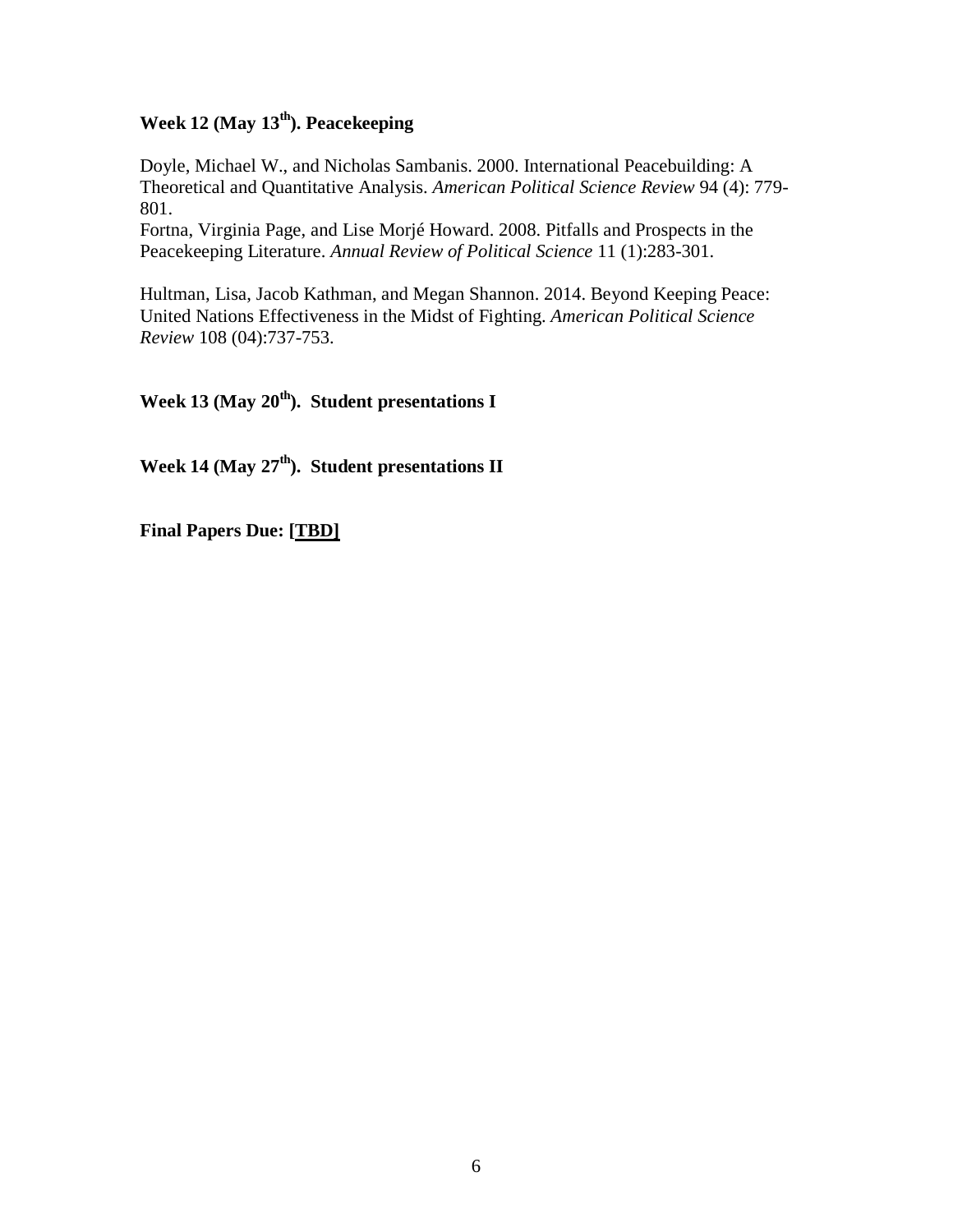**Week 12 (May 13th). Peacekeeping**

Doyle, Michael W., and Nicholas Sambanis. 2000. International Peacebuilding: A Theoretical and Quantitative Analysis. *American Political Science Review* 94 (4): 779-801.
Fortna, Virginia Page, and Lise Morjé Howard. 2008. Pitfalls and Prospects in the Peacekeeping Literature. *Annual Review of Political Science* 11 (1):283-301.

Hultman, Lisa, Jacob Kathman, and Megan Shannon. 2014. Beyond Keeping Peace: United Nations Effectiveness in the Midst of Fighting. *American Political Science Review* 108 (04):737-753.

**Week 13 (May 20th). Student presentations I**

**Week 14 (May 27th). Student presentations II**

**Final Papers Due: [TBD]**